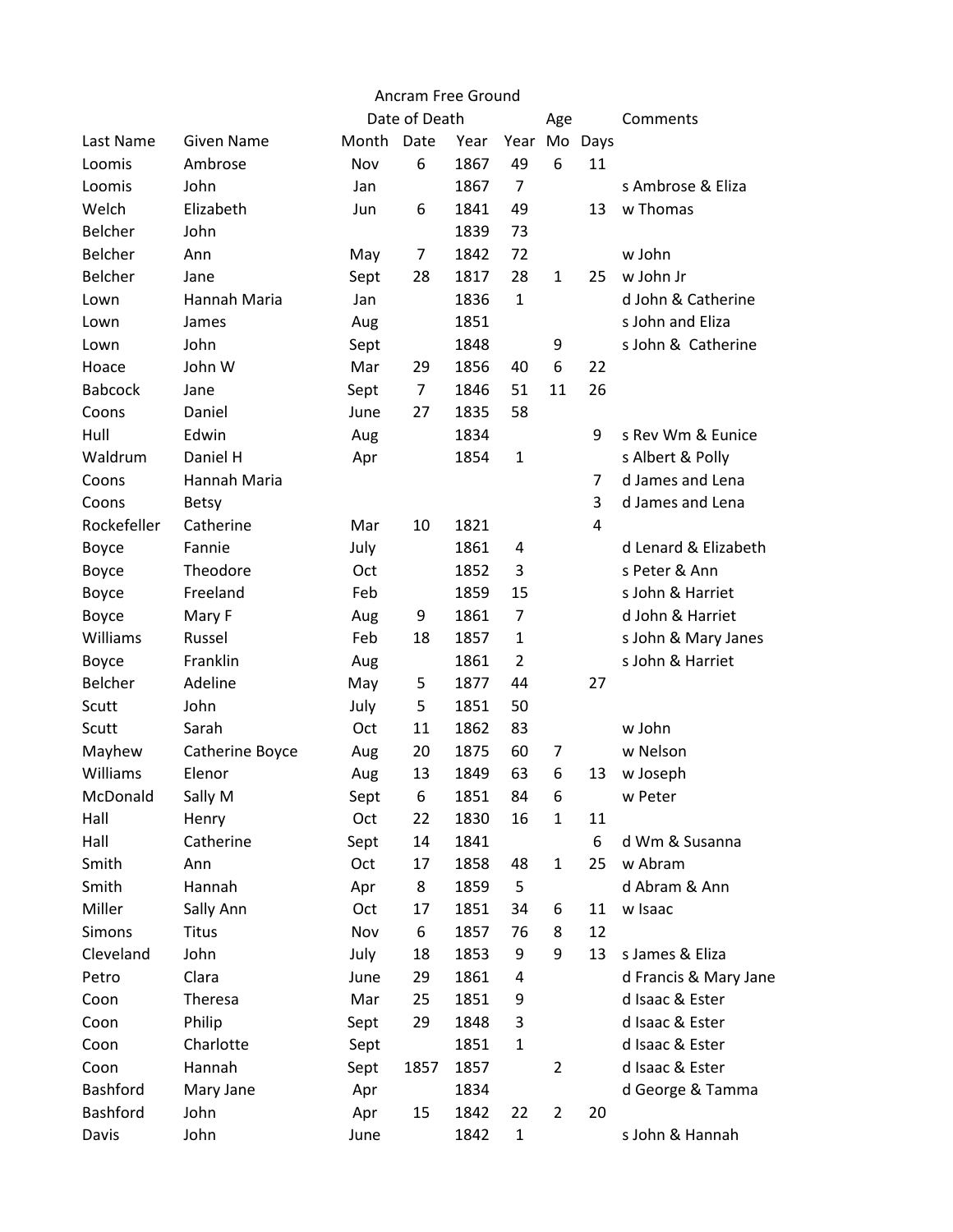# Ancram Free Ground

| Last Name | Given Name | Date of Death Month | Date | Year | Age Year | Mo | Days | Comments |
|---|---|---|---|---|---|---|---|---|
| Loomis | Ambrose | Nov | 6 | 1867 | 49 | 6 | 11 | |
| Loomis | John | Jan | | 1867 | 7 | | | s Ambrose & Eliza |
| Welch | Elizabeth | Jun | 6 | 1841 | 49 | | 13 | w Thomas |
| Belcher | John | | | 1839 | 73 | | | |
| Belcher | Ann | May | 7 | 1842 | 72 | | | w John |
| Belcher | Jane | Sept | 28 | 1817 | 28 | 1 | 25 | w John Jr |
| Lown | Hannah Maria | Jan | | 1836 | 1 | | | d John & Catherine |
| Lown | James | Aug | | 1851 | | | | s John and Eliza |
| Lown | John | Sept | | 1848 | | 9 | | s John & Catherine |
| Hoace | John W | Mar | 29 | 1856 | 40 | 6 | 22 | |
| Babcock | Jane | Sept | 7 | 1846 | 51 | 11 | 26 | |
| Coons | Daniel | June | 27 | 1835 | 58 | | | |
| Hull | Edwin | Aug | | 1834 | | | 9 | s Rev Wm & Eunice |
| Waldrum | Daniel H | Apr | | 1854 | 1 | | | s Albert & Polly |
| Coons | Hannah Maria | | | | | | 7 | d James and Lena |
| Coons | Betsy | | | | | | 3 | d James and Lena |
| Rockefeller | Catherine | Mar | 10 | 1821 | | | 4 | |
| Boyce | Fannie | July | | 1861 | 4 | | | d Lenard & Elizabeth |
| Boyce | Theodore | Oct | | 1852 | 3 | | | s Peter & Ann |
| Boyce | Freeland | Feb | | 1859 | 15 | | | s John & Harriet |
| Boyce | Mary F | Aug | 9 | 1861 | 7 | | | d John & Harriet |
| Williams | Russel | Feb | 18 | 1857 | 1 | | | s John & Mary Janes |
| Boyce | Franklin | Aug | | 1861 | 2 | | | s John & Harriet |
| Belcher | Adeline | May | 5 | 1877 | 44 | | 27 | |
| Scutt | John | July | 5 | 1851 | 50 | | | |
| Scutt | Sarah | Oct | 11 | 1862 | 83 | | | w John |
| Mayhew | Catherine Boyce | Aug | 20 | 1875 | 60 | 7 | | w Nelson |
| Williams | Elenor | Aug | 13 | 1849 | 63 | 6 | 13 | w Joseph |
| McDonald | Sally M | Sept | 6 | 1851 | 84 | 6 | | w Peter |
| Hall | Henry | Oct | 22 | 1830 | 16 | 1 | 11 | |
| Hall | Catherine | Sept | 14 | 1841 | | | 6 | d Wm & Susanna |
| Smith | Ann | Oct | 17 | 1858 | 48 | 1 | 25 | w Abram |
| Smith | Hannah | Apr | 8 | 1859 | 5 | | | d Abram & Ann |
| Miller | Sally Ann | Oct | 17 | 1851 | 34 | 6 | 11 | w Isaac |
| Simons | Titus | Nov | 6 | 1857 | 76 | 8 | 12 | |
| Cleveland | John | July | 18 | 1853 | 9 | 9 | 13 | s James & Eliza |
| Petro | Clara | June | 29 | 1861 | 4 | | | d Francis & Mary Jane |
| Coon | Theresa | Mar | 25 | 1851 | 9 | | | d Isaac & Ester |
| Coon | Philip | Sept | 29 | 1848 | 3 | | | d Isaac & Ester |
| Coon | Charlotte | Sept | | 1851 | 1 | | | d Isaac & Ester |
| Coon | Hannah | Sept | 1857 | 1857 | | 2 | | d Isaac & Ester |
| Bashford | Mary Jane | Apr | | 1834 | | | | d George & Tamma |
| Bashford | John | Apr | 15 | 1842 | 22 | 2 | 20 | |
| Davis | John | June | | 1842 | 1 | | | s John & Hannah |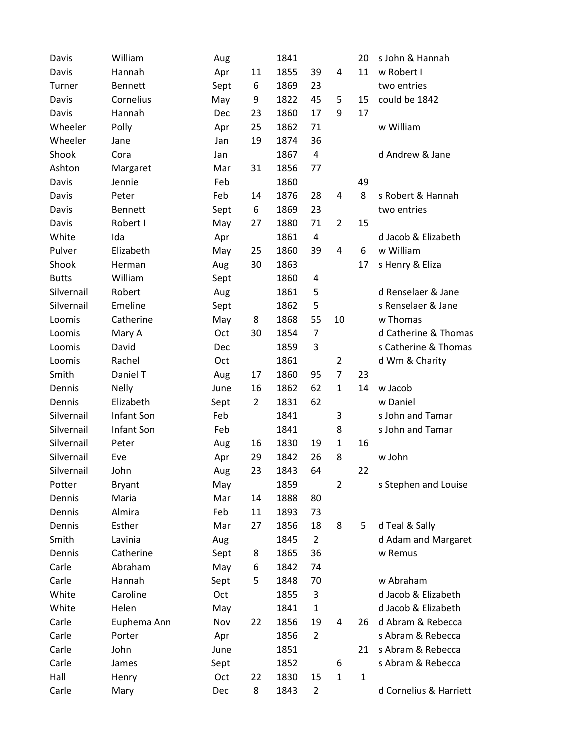| | | | | | | | | |
|---|---|---|---|---|---|---|---|---|
| Davis | William | Aug | | 1841 | | | 20 | s John & Hannah |
| Davis | Hannah | Apr | 11 | 1855 | 39 | 4 | 11 | w Robert I |
| Turner | Bennett | Sept | 6 | 1869 | 23 | | | two entries |
| Davis | Cornelius | May | 9 | 1822 | 45 | 5 | 15 | could be 1842 |
| Davis | Hannah | Dec | 23 | 1860 | 17 | 9 | 17 | |
| Wheeler | Polly | Apr | 25 | 1862 | 71 | | | w William |
| Wheeler | Jane | Jan | 19 | 1874 | 36 | | | |
| Shook | Cora | Jan | | 1867 | 4 | | | d Andrew & Jane |
| Ashton | Margaret | Mar | 31 | 1856 | 77 | | | |
| Davis | Jennie | Feb | | 1860 | | | 49 | |
| Davis | Peter | Feb | 14 | 1876 | 28 | 4 | 8 | s Robert & Hannah |
| Davis | Bennett | Sept | 6 | 1869 | 23 | | | two entries |
| Davis | Robert I | May | 27 | 1880 | 71 | 2 | 15 | |
| White | Ida | Apr | | 1861 | 4 | | | d Jacob & Elizabeth |
| Pulver | Elizabeth | May | 25 | 1860 | 39 | 4 | 6 | w William |
| Shook | Herman | Aug | 30 | 1863 | | | 17 | s Henry & Eliza |
| Butts | William | Sept | | 1860 | 4 | | | |
| Silvernail | Robert | Aug | | 1861 | 5 | | | d Renselaer & Jane |
| Silvernail | Emeline | Sept | | 1862 | 5 | | | s Renselaer & Jane |
| Loomis | Catherine | May | 8 | 1868 | 55 | 10 | | w Thomas |
| Loomis | Mary A | Oct | 30 | 1854 | 7 | | | d Catherine & Thomas |
| Loomis | David | Dec | | 1859 | 3 | | | s Catherine & Thomas |
| Loomis | Rachel | Oct | | 1861 | | 2 | | d Wm & Charity |
| Smith | Daniel T | Aug | 17 | 1860 | 95 | 7 | 23 | |
| Dennis | Nelly | June | 16 | 1862 | 62 | 1 | 14 | w Jacob |
| Dennis | Elizabeth | Sept | 2 | 1831 | 62 | | | w Daniel |
| Silvernail | Infant Son | Feb | | 1841 | | 3 | | s John and Tamar |
| Silvernail | Infant Son | Feb | | 1841 | | 8 | | s John and Tamar |
| Silvernail | Peter | Aug | 16 | 1830 | 19 | 1 | 16 | |
| Silvernail | Eve | Apr | 29 | 1842 | 26 | 8 | | w John |
| Silvernail | John | Aug | 23 | 1843 | 64 | | 22 | |
| Potter | Bryant | May | | 1859 | | 2 | | s Stephen and Louise |
| Dennis | Maria | Mar | 14 | 1888 | 80 | | | |
| Dennis | Almira | Feb | 11 | 1893 | 73 | | | |
| Dennis | Esther | Mar | 27 | 1856 | 18 | 8 | 5 | d Teal & Sally |
| Smith | Lavinia | Aug | | 1845 | 2 | | | d Adam and Margaret |
| Dennis | Catherine | Sept | 8 | 1865 | 36 | | | w Remus |
| Carle | Abraham | May | 6 | 1842 | 74 | | | |
| Carle | Hannah | Sept | 5 | 1848 | 70 | | | w Abraham |
| White | Caroline | Oct | | 1855 | 3 | | | d Jacob & Elizabeth |
| White | Helen | May | | 1841 | 1 | | | d Jacob & Elizabeth |
| Carle | Euphema Ann | Nov | 22 | 1856 | 19 | 4 | 26 | d Abram & Rebecca |
| Carle | Porter | Apr | | 1856 | 2 | | | s Abram & Rebecca |
| Carle | John | June | | 1851 | | | 21 | s Abram & Rebecca |
| Carle | James | Sept | | 1852 | | 6 | | s Abram & Rebecca |
| Hall | Henry | Oct | 22 | 1830 | 15 | 1 | 1 | |
| Carle | Mary | Dec | 8 | 1843 | 2 | | | d Cornelius & Harriett |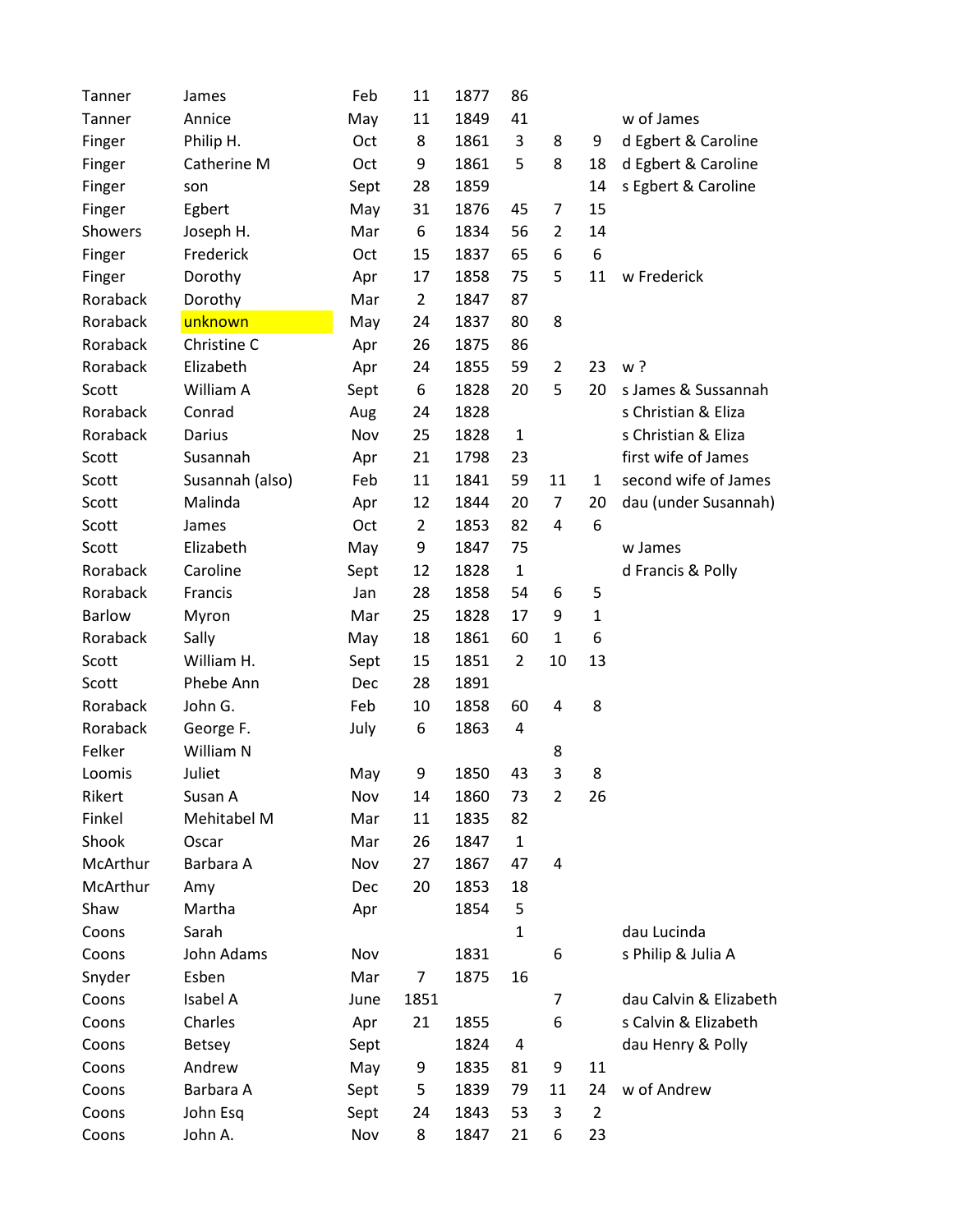| | | | | | | | | |
|---|---|---|---|---|---|---|---|---|
| Tanner | James | Feb | 11 | 1877 | 86 | | | |
| Tanner | Annice | May | 11 | 1849 | 41 | | | w of James |
| Finger | Philip H. | Oct | 8 | 1861 | 3 | 8 | 9 | d Egbert & Caroline |
| Finger | Catherine M | Oct | 9 | 1861 | 5 | 8 | 18 | d Egbert & Caroline |
| Finger | son | Sept | 28 | 1859 | | | 14 | s Egbert & Caroline |
| Finger | Egbert | May | 31 | 1876 | 45 | 7 | 15 | |
| Showers | Joseph H. | Mar | 6 | 1834 | 56 | 2 | 14 | |
| Finger | Frederick | Oct | 15 | 1837 | 65 | 6 | 6 | |
| Finger | Dorothy | Apr | 17 | 1858 | 75 | 5 | 11 | w Frederick |
| Roraback | Dorothy | Mar | 2 | 1847 | 87 | | | |
| Roraback | unknown | May | 24 | 1837 | 80 | 8 | | |
| Roraback | Christine C | Apr | 26 | 1875 | 86 | | | |
| Roraback | Elizabeth | Apr | 24 | 1855 | 59 | 2 | 23 | w ? |
| Scott | William A | Sept | 6 | 1828 | 20 | 5 | 20 | s James & Sussannah |
| Roraback | Conrad | Aug | 24 | 1828 | | | | s Christian & Eliza |
| Roraback | Darius | Nov | 25 | 1828 | 1 | | | s Christian & Eliza |
| Scott | Susannah | Apr | 21 | 1798 | 23 | | | first wife of James |
| Scott | Susannah (also) | Feb | 11 | 1841 | 59 | 11 | 1 | second wife of James |
| Scott | Malinda | Apr | 12 | 1844 | 20 | 7 | 20 | dau (under Susannah) |
| Scott | James | Oct | 2 | 1853 | 82 | 4 | 6 | |
| Scott | Elizabeth | May | 9 | 1847 | 75 | | | w James |
| Roraback | Caroline | Sept | 12 | 1828 | 1 | | | d Francis & Polly |
| Roraback | Francis | Jan | 28 | 1858 | 54 | 6 | 5 | |
| Barlow | Myron | Mar | 25 | 1828 | 17 | 9 | 1 | |
| Roraback | Sally | May | 18 | 1861 | 60 | 1 | 6 | |
| Scott | William H. | Sept | 15 | 1851 | 2 | 10 | 13 | |
| Scott | Phebe Ann | Dec | 28 | 1891 | | | | |
| Roraback | John G. | Feb | 10 | 1858 | 60 | 4 | 8 | |
| Roraback | George F. | July | 6 | 1863 | 4 | | | |
| Felker | William N | | | | | 8 | | |
| Loomis | Juliet | May | 9 | 1850 | 43 | 3 | 8 | |
| Rikert | Susan A | Nov | 14 | 1860 | 73 | 2 | 26 | |
| Finkel | Mehitabel M | Mar | 11 | 1835 | 82 | | | |
| Shook | Oscar | Mar | 26 | 1847 | 1 | | | |
| McArthur | Barbara A | Nov | 27 | 1867 | 47 | 4 | | |
| McArthur | Amy | Dec | 20 | 1853 | 18 | | | |
| Shaw | Martha | Apr | | 1854 | 5 | | | |
| Coons | Sarah | | | | 1 | | | dau Lucinda |
| Coons | John Adams | Nov | | 1831 | | 6 | | s Philip & Julia A |
| Snyder | Esben | Mar | 7 | 1875 | 16 | | | |
| Coons | Isabel A | June | 1851 | | | 7 | | dau Calvin & Elizabeth |
| Coons | Charles | Apr | 21 | 1855 | | 6 | | s Calvin & Elizabeth |
| Coons | Betsey | Sept | | 1824 | 4 | | | dau Henry & Polly |
| Coons | Andrew | May | 9 | 1835 | 81 | 9 | 11 | |
| Coons | Barbara A | Sept | 5 | 1839 | 79 | 11 | 24 | w of Andrew |
| Coons | John Esq | Sept | 24 | 1843 | 53 | 3 | 2 | |
| Coons | John A. | Nov | 8 | 1847 | 21 | 6 | 23 | |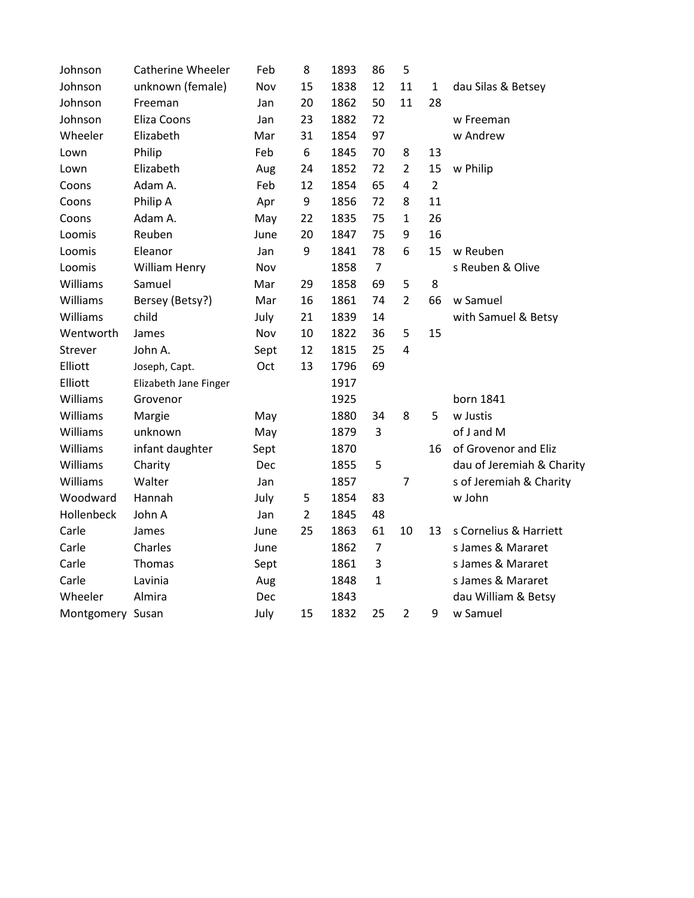| | | | | | | | | |
|---|---|---|---|---|---|---|---|---|
| Johnson | Catherine Wheeler | Feb | 8 | 1893 | 86 | 5 | | |
| Johnson | unknown (female) | Nov | 15 | 1838 | 12 | 11 | 1 | dau Silas & Betsey |
| Johnson | Freeman | Jan | 20 | 1862 | 50 | 11 | 28 | |
| Johnson | Eliza Coons | Jan | 23 | 1882 | 72 | | | w Freeman |
| Wheeler | Elizabeth | Mar | 31 | 1854 | 97 | | | w Andrew |
| Lown | Philip | Feb | 6 | 1845 | 70 | 8 | 13 | |
| Lown | Elizabeth | Aug | 24 | 1852 | 72 | 2 | 15 | w Philip |
| Coons | Adam A. | Feb | 12 | 1854 | 65 | 4 | 2 | |
| Coons | Philip A | Apr | 9 | 1856 | 72 | 8 | 11 | |
| Coons | Adam A. | May | 22 | 1835 | 75 | 1 | 26 | |
| Loomis | Reuben | June | 20 | 1847 | 75 | 9 | 16 | |
| Loomis | Eleanor | Jan | 9 | 1841 | 78 | 6 | 15 | w Reuben |
| Loomis | William Henry | Nov | | 1858 | 7 | | | s Reuben & Olive |
| Williams | Samuel | Mar | 29 | 1858 | 69 | 5 | 8 | |
| Williams | Bersey (Betsy?) | Mar | 16 | 1861 | 74 | 2 | 66 | w Samuel |
| Williams | child | July | 21 | 1839 | 14 | | | with Samuel & Betsy |
| Wentworth | James | Nov | 10 | 1822 | 36 | 5 | 15 | |
| Strever | John A. | Sept | 12 | 1815 | 25 | 4 | | |
| Elliott | Joseph, Capt. | Oct | 13 | 1796 | 69 | | | |
| Elliott | Elizabeth Jane Finger | | | 1917 | | | | |
| Williams | Grovenor | | | 1925 | | | | born 1841 |
| Williams | Margie | May | | 1880 | 34 | 8 | 5 | w Justis |
| Williams | unknown | May | | 1879 | 3 | | | of J and M |
| Williams | infant daughter | Sept | | 1870 | | | 16 | of Grovenor and Eliz |
| Williams | Charity | Dec | | 1855 | 5 | | | dau of Jeremiah & Charity |
| Williams | Walter | Jan | | 1857 | | 7 | | s of Jeremiah & Charity |
| Woodward | Hannah | July | 5 | 1854 | 83 | | | w John |
| Hollenbeck | John A | Jan | 2 | 1845 | 48 | | | |
| Carle | James | June | 25 | 1863 | 61 | 10 | 13 | s Cornelius & Harriett |
| Carle | Charles | June | | 1862 | 7 | | | s James & Mararet |
| Carle | Thomas | Sept | | 1861 | 3 | | | s James & Mararet |
| Carle | Lavinia | Aug | | 1848 | 1 | | | s James & Mararet |
| Wheeler | Almira | Dec | | 1843 | | | | dau William & Betsy |
| Montgomery | Susan | July | 15 | 1832 | 25 | 2 | 9 | w Samuel |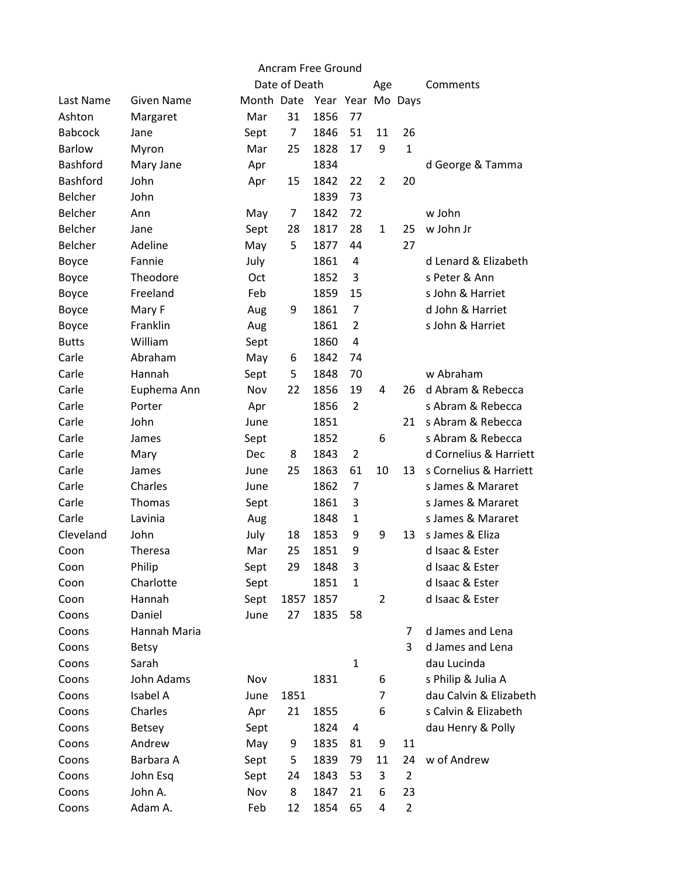Ancram Free Ground

| Last Name | Given Name | Date of Death Month | Date | Year | Age Year | Mo | Days | Comments |
|---|---|---|---|---|---|---|---|---|
| Ashton | Margaret | Mar | 31 | 1856 | 77 | | | |
| Babcock | Jane | Sept | 7 | 1846 | 51 | 11 | 26 | |
| Barlow | Myron | Mar | 25 | 1828 | 17 | 9 | 1 | |
| Bashford | Mary Jane | Apr | | 1834 | | | | d George & Tamma |
| Bashford | John | Apr | 15 | 1842 | 22 | 2 | 20 | |
| Belcher | John | | | 1839 | 73 | | | |
| Belcher | Ann | May | 7 | 1842 | 72 | | | w John |
| Belcher | Jane | Sept | 28 | 1817 | 28 | 1 | 25 | w John Jr |
| Belcher | Adeline | May | 5 | 1877 | 44 | | 27 | |
| Boyce | Fannie | July | | 1861 | 4 | | | d Lenard & Elizabeth |
| Boyce | Theodore | Oct | | 1852 | 3 | | | s Peter & Ann |
| Boyce | Freeland | Feb | | 1859 | 15 | | | s John & Harriet |
| Boyce | Mary F | Aug | 9 | 1861 | 7 | | | d John & Harriet |
| Boyce | Franklin | Aug | | 1861 | 2 | | | s John & Harriet |
| Butts | William | Sept | | 1860 | 4 | | | |
| Carle | Abraham | May | 6 | 1842 | 74 | | | |
| Carle | Hannah | Sept | 5 | 1848 | 70 | | | w Abraham |
| Carle | Euphema Ann | Nov | 22 | 1856 | 19 | 4 | 26 | d Abram & Rebecca |
| Carle | Porter | Apr | | 1856 | 2 | | | s Abram & Rebecca |
| Carle | John | June | | 1851 | | | 21 | s Abram & Rebecca |
| Carle | James | Sept | | 1852 | | 6 | | s Abram & Rebecca |
| Carle | Mary | Dec | 8 | 1843 | 2 | | | d Cornelius & Harriett |
| Carle | James | June | 25 | 1863 | 61 | 10 | 13 | s Cornelius & Harriett |
| Carle | Charles | June | | 1862 | 7 | | | s James & Mararet |
| Carle | Thomas | Sept | | 1861 | 3 | | | s James & Mararet |
| Carle | Lavinia | Aug | | 1848 | 1 | | | s James & Mararet |
| Cleveland | John | July | 18 | 1853 | 9 | 9 | 13 | s James & Eliza |
| Coon | Theresa | Mar | 25 | 1851 | 9 | | | d Isaac & Ester |
| Coon | Philip | Sept | 29 | 1848 | 3 | | | d Isaac & Ester |
| Coon | Charlotte | Sept | | 1851 | 1 | | | d Isaac & Ester |
| Coon | Hannah | Sept | 1857 | 1857 | | 2 | | d Isaac & Ester |
| Coons | Daniel | June | 27 | 1835 | 58 | | | |
| Coons | Hannah Maria | | | | | | 7 | d James and Lena |
| Coons | Betsy | | | | | | 3 | d James and Lena |
| Coons | Sarah | | | | 1 | | | dau Lucinda |
| Coons | John Adams | Nov | | 1831 | | 6 | | s Philip & Julia A |
| Coons | Isabel A | June | 1851 | | | 7 | | dau Calvin & Elizabeth |
| Coons | Charles | Apr | 21 | 1855 | | 6 | | s Calvin & Elizabeth |
| Coons | Betsey | Sept | | 1824 | 4 | | | dau Henry & Polly |
| Coons | Andrew | May | 9 | 1835 | 81 | 9 | 11 | |
| Coons | Barbara A | Sept | 5 | 1839 | 79 | 11 | 24 | w of Andrew |
| Coons | John Esq | Sept | 24 | 1843 | 53 | 3 | 2 | |
| Coons | John A. | Nov | 8 | 1847 | 21 | 6 | 23 | |
| Coons | Adam A. | Feb | 12 | 1854 | 65 | 4 | 2 | |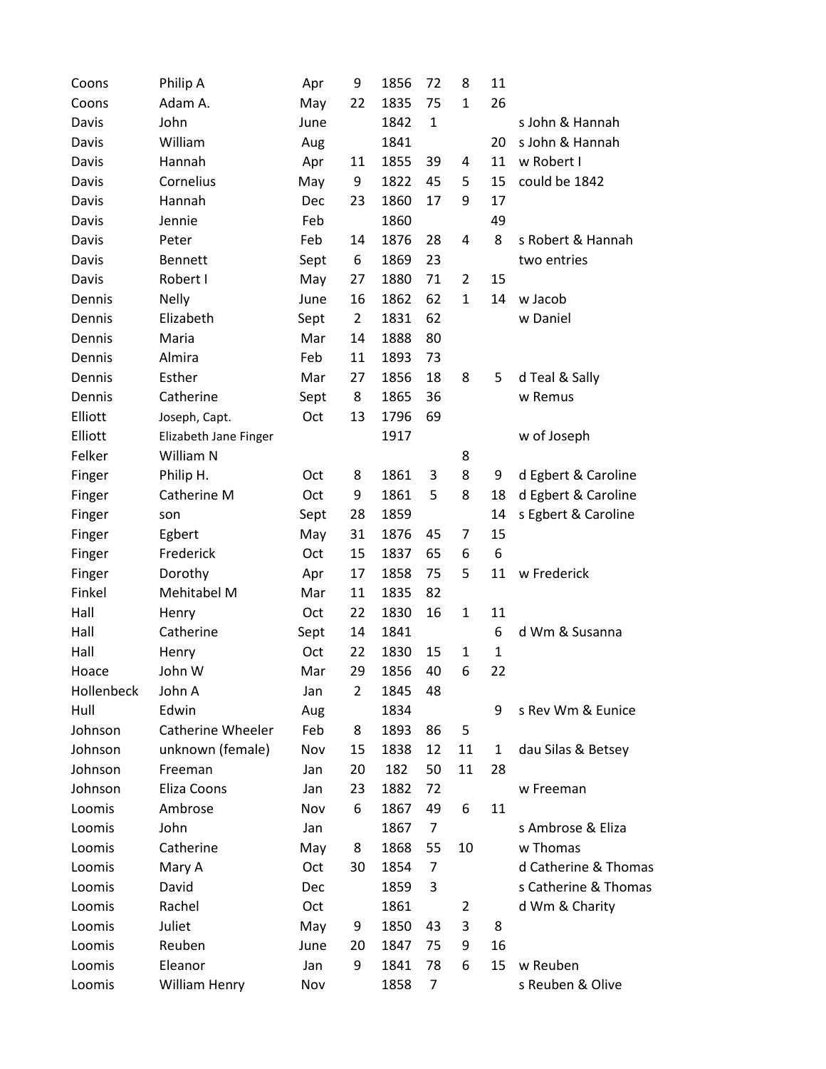| | | | | | | | | |
|---|---|---|---|---|---|---|---|---|
| Coons | Philip A | Apr | 9 | 1856 | 72 | 8 | 11 | |
| Coons | Adam A. | May | 22 | 1835 | 75 | 1 | 26 | |
| Davis | John | June | | 1842 | 1 | | | s John & Hannah |
| Davis | William | Aug | | 1841 | | | 20 | s John & Hannah |
| Davis | Hannah | Apr | 11 | 1855 | 39 | 4 | 11 | w Robert I |
| Davis | Cornelius | May | 9 | 1822 | 45 | 5 | 15 | could be 1842 |
| Davis | Hannah | Dec | 23 | 1860 | 17 | 9 | 17 | |
| Davis | Jennie | Feb | | 1860 | | | 49 | |
| Davis | Peter | Feb | 14 | 1876 | 28 | 4 | 8 | s Robert & Hannah |
| Davis | Bennett | Sept | 6 | 1869 | 23 | | | two entries |
| Davis | Robert I | May | 27 | 1880 | 71 | 2 | 15 | |
| Dennis | Nelly | June | 16 | 1862 | 62 | 1 | 14 | w Jacob |
| Dennis | Elizabeth | Sept | 2 | 1831 | 62 | | | w Daniel |
| Dennis | Maria | Mar | 14 | 1888 | 80 | | | |
| Dennis | Almira | Feb | 11 | 1893 | 73 | | | |
| Dennis | Esther | Mar | 27 | 1856 | 18 | 8 | 5 | d Teal & Sally |
| Dennis | Catherine | Sept | 8 | 1865 | 36 | | | w Remus |
| Elliott | Joseph, Capt. | Oct | 13 | 1796 | 69 | | | |
| Elliott | Elizabeth Jane Finger | | | 1917 | | | | w of Joseph |
| Felker | William N | | | | | 8 | | |
| Finger | Philip H. | Oct | 8 | 1861 | 3 | 8 | 9 | d Egbert & Caroline |
| Finger | Catherine M | Oct | 9 | 1861 | 5 | 8 | 18 | d Egbert & Caroline |
| Finger | son | Sept | 28 | 1859 | | | 14 | s Egbert & Caroline |
| Finger | Egbert | May | 31 | 1876 | 45 | 7 | 15 | |
| Finger | Frederick | Oct | 15 | 1837 | 65 | 6 | 6 | |
| Finger | Dorothy | Apr | 17 | 1858 | 75 | 5 | 11 | w Frederick |
| Finkel | Mehitabel M | Mar | 11 | 1835 | 82 | | | |
| Hall | Henry | Oct | 22 | 1830 | 16 | 1 | 11 | |
| Hall | Catherine | Sept | 14 | 1841 | | | 6 | d Wm & Susanna |
| Hall | Henry | Oct | 22 | 1830 | 15 | 1 | 1 | |
| Hoace | John W | Mar | 29 | 1856 | 40 | 6 | 22 | |
| Hollenbeck | John A | Jan | 2 | 1845 | 48 | | | |
| Hull | Edwin | Aug | | 1834 | | | 9 | s Rev Wm & Eunice |
| Johnson | Catherine Wheeler | Feb | 8 | 1893 | 86 | 5 | | |
| Johnson | unknown (female) | Nov | 15 | 1838 | 12 | 11 | 1 | dau Silas & Betsey |
| Johnson | Freeman | Jan | 20 | 182 | 50 | 11 | 28 | |
| Johnson | Eliza Coons | Jan | 23 | 1882 | 72 | | | w Freeman |
| Loomis | Ambrose | Nov | 6 | 1867 | 49 | 6 | 11 | |
| Loomis | John | Jan | | 1867 | 7 | | | s Ambrose & Eliza |
| Loomis | Catherine | May | 8 | 1868 | 55 | 10 | | w Thomas |
| Loomis | Mary A | Oct | 30 | 1854 | 7 | | | d Catherine & Thomas |
| Loomis | David | Dec | | 1859 | 3 | | | s Catherine & Thomas |
| Loomis | Rachel | Oct | | 1861 | | 2 | | d Wm & Charity |
| Loomis | Juliet | May | 9 | 1850 | 43 | 3 | 8 | |
| Loomis | Reuben | June | 20 | 1847 | 75 | 9 | 16 | |
| Loomis | Eleanor | Jan | 9 | 1841 | 78 | 6 | 15 | w Reuben |
| Loomis | William Henry | Nov | | 1858 | 7 | | | s Reuben & Olive |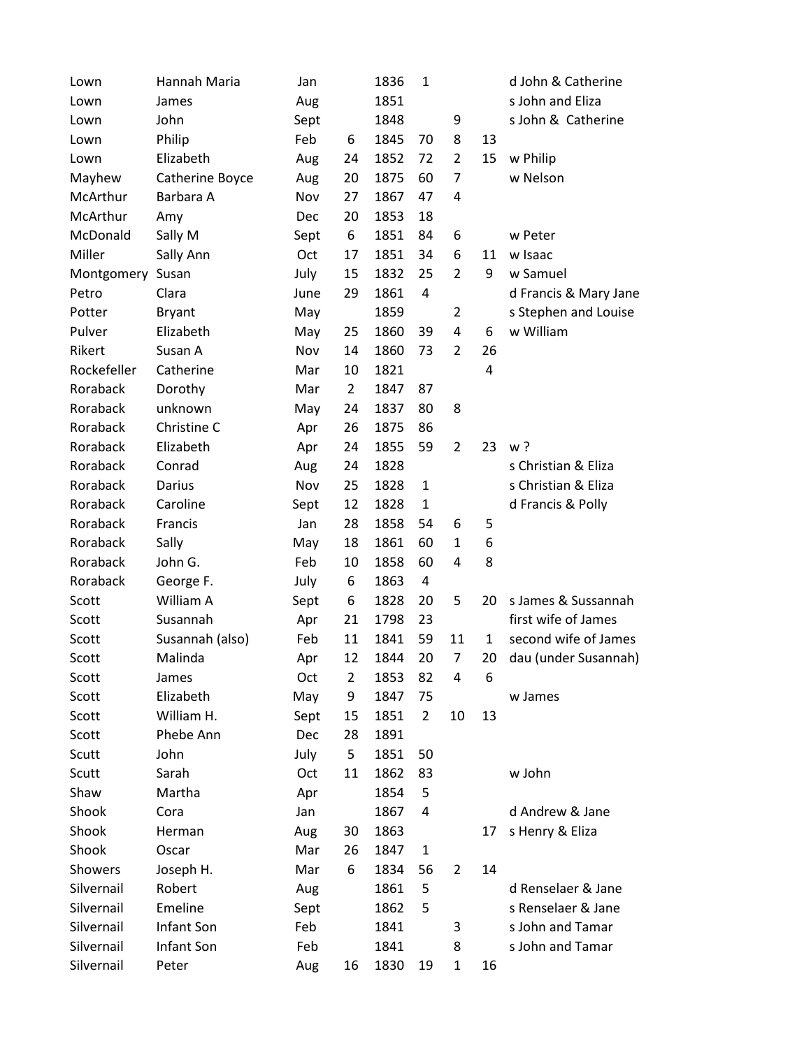| | | | | | | | | |
|---|---|---|---|---|---|---|---|---|
| Lown | Hannah Maria | Jan | | 1836 | 1 | | | d John & Catherine |
| Lown | James | Aug | | 1851 | | | | s John and Eliza |
| Lown | John | Sept | | 1848 | | 9 | | s John & Catherine |
| Lown | Philip | Feb | 6 | 1845 | 70 | 8 | 13 | |
| Lown | Elizabeth | Aug | 24 | 1852 | 72 | 2 | 15 | w Philip |
| Mayhew | Catherine Boyce | Aug | 20 | 1875 | 60 | 7 | | w Nelson |
| McArthur | Barbara A | Nov | 27 | 1867 | 47 | 4 | | |
| McArthur | Amy | Dec | 20 | 1853 | 18 | | | |
| McDonald | Sally M | Sept | 6 | 1851 | 84 | 6 | | w Peter |
| Miller | Sally Ann | Oct | 17 | 1851 | 34 | 6 | 11 | w Isaac |
| Montgomery | Susan | July | 15 | 1832 | 25 | 2 | 9 | w Samuel |
| Petro | Clara | June | 29 | 1861 | 4 | | | d Francis & Mary Jane |
| Potter | Bryant | May | | 1859 | | 2 | | s Stephen and Louise |
| Pulver | Elizabeth | May | 25 | 1860 | 39 | 4 | 6 | w William |
| Rikert | Susan A | Nov | 14 | 1860 | 73 | 2 | 26 | |
| Rockefeller | Catherine | Mar | 10 | 1821 | | | 4 | |
| Roraback | Dorothy | Mar | 2 | 1847 | 87 | | | |
| Roraback | unknown | May | 24 | 1837 | 80 | 8 | | |
| Roraback | Christine C | Apr | 26 | 1875 | 86 | | | |
| Roraback | Elizabeth | Apr | 24 | 1855 | 59 | 2 | 23 | w ? |
| Roraback | Conrad | Aug | 24 | 1828 | | | | s Christian & Eliza |
| Roraback | Darius | Nov | 25 | 1828 | 1 | | | s Christian & Eliza |
| Roraback | Caroline | Sept | 12 | 1828 | 1 | | | d Francis & Polly |
| Roraback | Francis | Jan | 28 | 1858 | 54 | 6 | 5 | |
| Roraback | Sally | May | 18 | 1861 | 60 | 1 | 6 | |
| Roraback | John G. | Feb | 10 | 1858 | 60 | 4 | 8 | |
| Roraback | George F. | July | 6 | 1863 | 4 | | | |
| Scott | William A | Sept | 6 | 1828 | 20 | 5 | 20 | s James & Sussannah |
| Scott | Susannah | Apr | 21 | 1798 | 23 | | | first wife of James |
| Scott | Susannah (also) | Feb | 11 | 1841 | 59 | 11 | 1 | second wife of James |
| Scott | Malinda | Apr | 12 | 1844 | 20 | 7 | 20 | dau (under Susannah) |
| Scott | James | Oct | 2 | 1853 | 82 | 4 | 6 | |
| Scott | Elizabeth | May | 9 | 1847 | 75 | | | w James |
| Scott | William H. | Sept | 15 | 1851 | 2 | 10 | 13 | |
| Scott | Phebe Ann | Dec | 28 | 1891 | | | | |
| Scutt | John | July | 5 | 1851 | 50 | | | |
| Scutt | Sarah | Oct | 11 | 1862 | 83 | | | w John |
| Shaw | Martha | Apr | | 1854 | 5 | | | |
| Shook | Cora | Jan | | 1867 | 4 | | | d Andrew & Jane |
| Shook | Herman | Aug | 30 | 1863 | | | 17 | s Henry & Eliza |
| Shook | Oscar | Mar | 26 | 1847 | 1 | | | |
| Showers | Joseph H. | Mar | 6 | 1834 | 56 | 2 | 14 | |
| Silvernail | Robert | Aug | | 1861 | 5 | | | d Renselaer & Jane |
| Silvernail | Emeline | Sept | | 1862 | 5 | | | s Renselaer & Jane |
| Silvernail | Infant Son | Feb | | 1841 | | 3 | | s John and Tamar |
| Silvernail | Infant Son | Feb | | 1841 | | 8 | | s John and Tamar |
| Silvernail | Peter | Aug | 16 | 1830 | 19 | 1 | 16 | |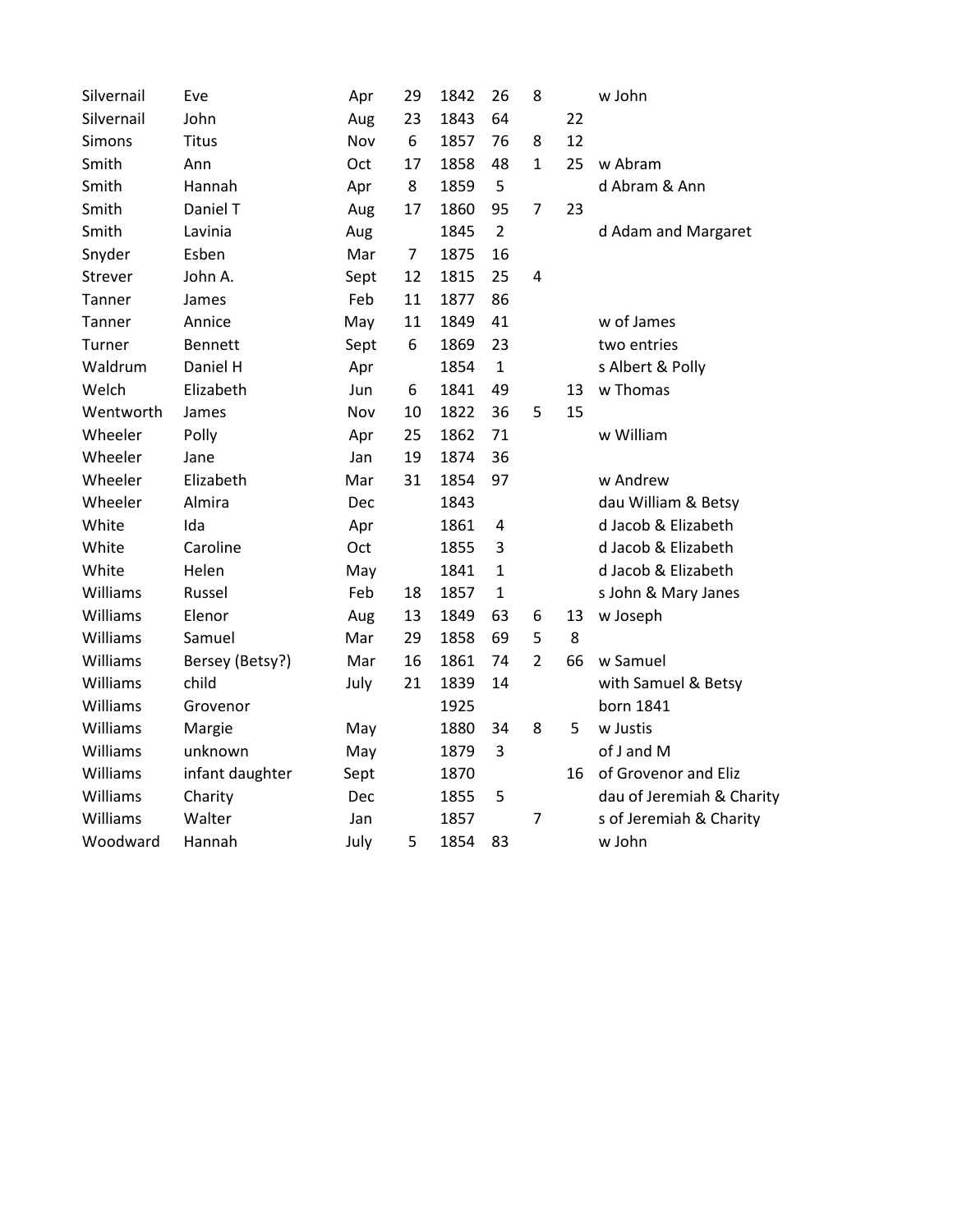| | | | | | | | | |
|---|---|---|---|---|---|---|---|---|
| Silvernail | Eve | Apr | 29 | 1842 | 26 | 8 | | w John |
| Silvernail | John | Aug | 23 | 1843 | 64 | | 22 | |
| Simons | Titus | Nov | 6 | 1857 | 76 | 8 | 12 | |
| Smith | Ann | Oct | 17 | 1858 | 48 | 1 | 25 | w Abram |
| Smith | Hannah | Apr | 8 | 1859 | 5 | | | d Abram & Ann |
| Smith | Daniel T | Aug | 17 | 1860 | 95 | 7 | 23 | |
| Smith | Lavinia | Aug | | 1845 | 2 | | | d Adam and Margaret |
| Snyder | Esben | Mar | 7 | 1875 | 16 | | | |
| Strever | John A. | Sept | 12 | 1815 | 25 | 4 | | |
| Tanner | James | Feb | 11 | 1877 | 86 | | | |
| Tanner | Annice | May | 11 | 1849 | 41 | | | w of James |
| Turner | Bennett | Sept | 6 | 1869 | 23 | | | two entries |
| Waldrum | Daniel H | Apr | | 1854 | 1 | | | s Albert & Polly |
| Welch | Elizabeth | Jun | 6 | 1841 | 49 | | 13 | w Thomas |
| Wentworth | James | Nov | 10 | 1822 | 36 | 5 | 15 | |
| Wheeler | Polly | Apr | 25 | 1862 | 71 | | | w William |
| Wheeler | Jane | Jan | 19 | 1874 | 36 | | | |
| Wheeler | Elizabeth | Mar | 31 | 1854 | 97 | | | w Andrew |
| Wheeler | Almira | Dec | | 1843 | | | | dau William & Betsy |
| White | Ida | Apr | | 1861 | 4 | | | d Jacob & Elizabeth |
| White | Caroline | Oct | | 1855 | 3 | | | d Jacob & Elizabeth |
| White | Helen | May | | 1841 | 1 | | | d Jacob & Elizabeth |
| Williams | Russel | Feb | 18 | 1857 | 1 | | | s John & Mary Janes |
| Williams | Elenor | Aug | 13 | 1849 | 63 | 6 | 13 | w Joseph |
| Williams | Samuel | Mar | 29 | 1858 | 69 | 5 | 8 | |
| Williams | Bersey (Betsy?) | Mar | 16 | 1861 | 74 | 2 | 66 | w Samuel |
| Williams | child | July | 21 | 1839 | 14 | | | with Samuel & Betsy |
| Williams | Grovenor | | | 1925 | | | | born 1841 |
| Williams | Margie | May | | 1880 | 34 | 8 | 5 | w Justis |
| Williams | unknown | May | | 1879 | 3 | | | of J and M |
| Williams | infant daughter | Sept | | 1870 | | | 16 | of Grovenor and Eliz |
| Williams | Charity | Dec | | 1855 | 5 | | | dau of Jeremiah & Charity |
| Williams | Walter | Jan | | 1857 | | 7 | | s of Jeremiah & Charity |
| Woodward | Hannah | July | 5 | 1854 | 83 | | | w John |